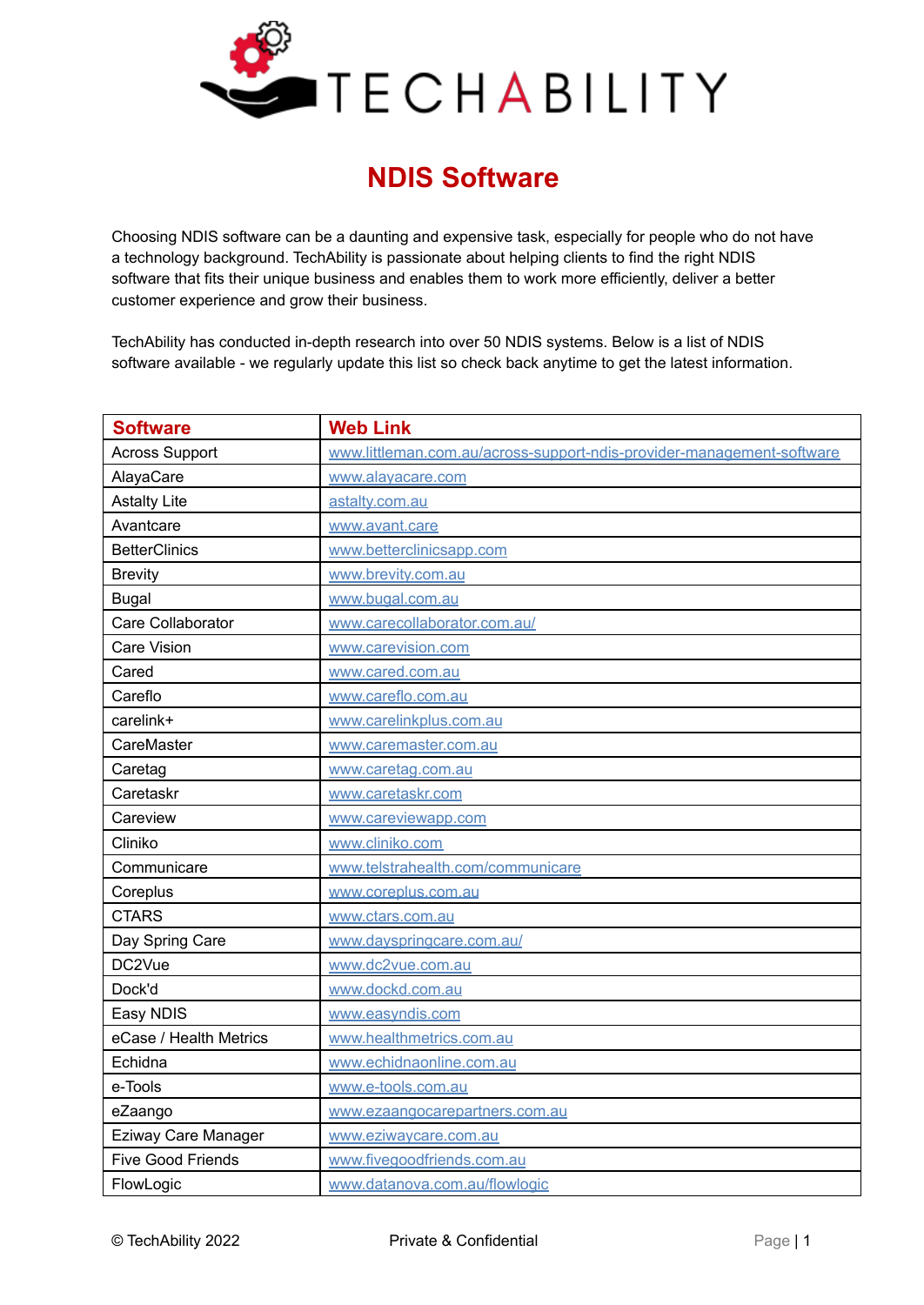# TECHABILITY

## NDIS Software

Choosing NDIS software can be a daunting and expensive task, especially for people who do not have a technology background. TechAbility is passionate about helping clients to find the right NDIS software that fits their unique business and enables them to work more efficiently, deliver a better customer experience and grow their business.

TechAbility has conducted in-depth research into over 50 NDIS systems. Below is a list of NDIS software available - we regularly update this list so check back anytime to get the latest information.

| Software | Web Link |
|---|---|
| Across Support | www.littleman.com.au/across-support-ndis-provider-management-software |
| AlayaCare | www.alayacare.com |
| Astalty Lite | astalty.com.au |
| Avantcare | www.avant.care |
| BetterClinics | www.betterclinicsapp.com |
| Brevity | www.brevity.com.au |
| Bugal | www.bugal.com.au |
| Care Collaborator | www.carecollaborator.com.au/ |
| Care Vision | www.carevision.com |
| Cared | www.cared.com.au |
| Careflo | www.careflo.com.au |
| carelink+ | www.carelinkplus.com.au |
| CareMaster | www.caremaster.com.au |
| Caretag | www.caretag.com.au |
| Caretaskr | www.caretaskr.com |
| Careview | www.careviewapp.com |
| Cliniko | www.cliniko.com |
| Communicare | www.telstrahealth.com/communicare |
| Coreplus | www.coreplus.com.au |
| CTARS | www.ctars.com.au |
| Day Spring Care | www.dayspringcare.com.au/ |
| DC2Vue | www.dc2vue.com.au |
| Dock'd | www.dockd.com.au |
| Easy NDIS | www.easyndis.com |
| eCase / Health Metrics | www.healthmetrics.com.au |
| Echidna | www.echidnaonline.com.au |
| e-Tools | www.e-tools.com.au |
| eZaango | www.ezaangocarepartners.com.au |
| Eziway Care Manager | www.eziwaycare.com.au |
| Five Good Friends | www.fivegoodfriends.com.au |
| FlowLogic | www.datanova.com.au/flowlogic |

© TechAbility 2022 Private & Confidential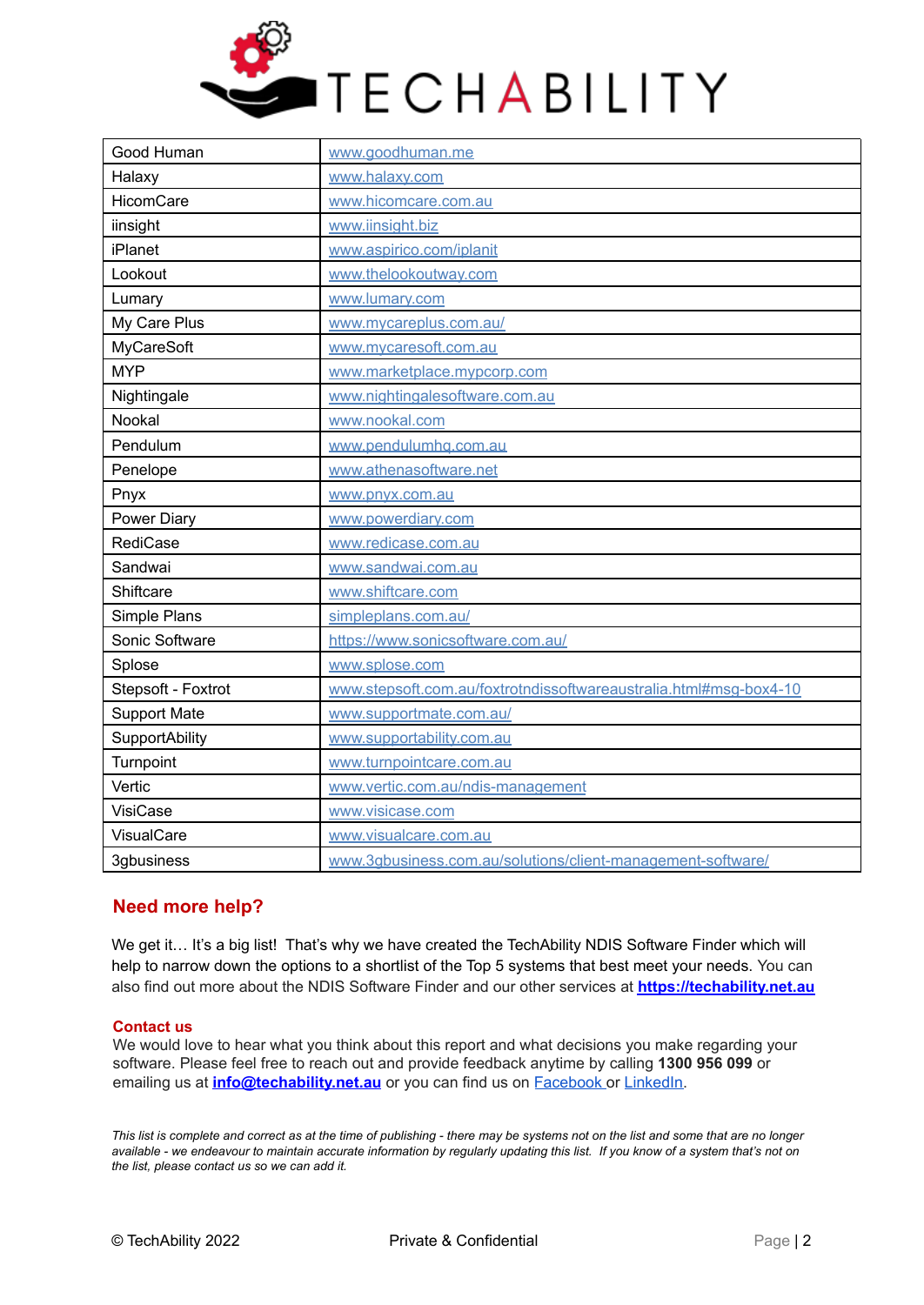| | |
|---|---|
| Good Human | www.goodhuman.me |
| Halaxy | www.halaxy.com |
| HicomCare | www.hicomcare.com.au |
| iinsight | www.iinsight.biz |
| iPlanet | www.aspirico.com/iplanit |
| Lookout | www.thelookoutway.com |
| Lumary | www.lumary.com |
| My Care Plus | www.mycareplus.com.au/ |
| MyCareSoft | www.mycaresoft.com.au |
| MYP | www.marketplace.mypcorp.com |
| Nightingale | www.nightingalesoftware.com.au |
| Nookal | www.nookal.com |
| Pendulum | www.pendulumhq.com.au |
| Penelope | www.athenasoftware.net |
| Pnyx | www.pnyx.com.au |
| Power Diary | www.powerdiary.com |
| RediCase | www.redicase.com.au |
| Sandwai | www.sandwai.com.au |
| Shiftcare | www.shiftcare.com |
| Simple Plans | simpleplans.com.au/ |
| Sonic Software | https://www.sonicsoftware.com.au/ |
| Splose | www.splose.com |
| Stepsoft - Foxtrot | www.stepsoft.com.au/foxtrotndissoftwareaustralia.html#msg-box4-10 |
| Support Mate | www.supportmate.com.au/ |
| SupportAbility | www.supportability.com.au |
| Turnpoint | www.turnpointcare.com.au |
| Vertic | www.vertic.com.au/ndis-management |
| VisiCase | www.visicase.com |
| VisualCare | www.visualcare.com.au |
| 3gbusiness | www.3gbusiness.com.au/solutions/client-management-software/ |

## Need more help?

We get it… It's a big list! That's why we have created the TechAbility NDIS Software Finder which will help to narrow down the options to a shortlist of the Top 5 systems that best meet your needs. You can also find out more about the NDIS Software Finder and our other services at **https://techability.net.au**

### Contact us

We would love to hear what you think about this report and what decisions you make regarding your software. Please feel free to reach out and provide feedback anytime by calling **1300 956 099** or emailing us at **info@techability.net.au** or you can find us on Facebook or LinkedIn.

*This list is complete and correct as at the time of publishing - there may be systems not on the list and some that are no longer available - we endeavour to maintain accurate information by regularly updating this list. If you know of a system that's not on the list, please contact us so we can add it.*